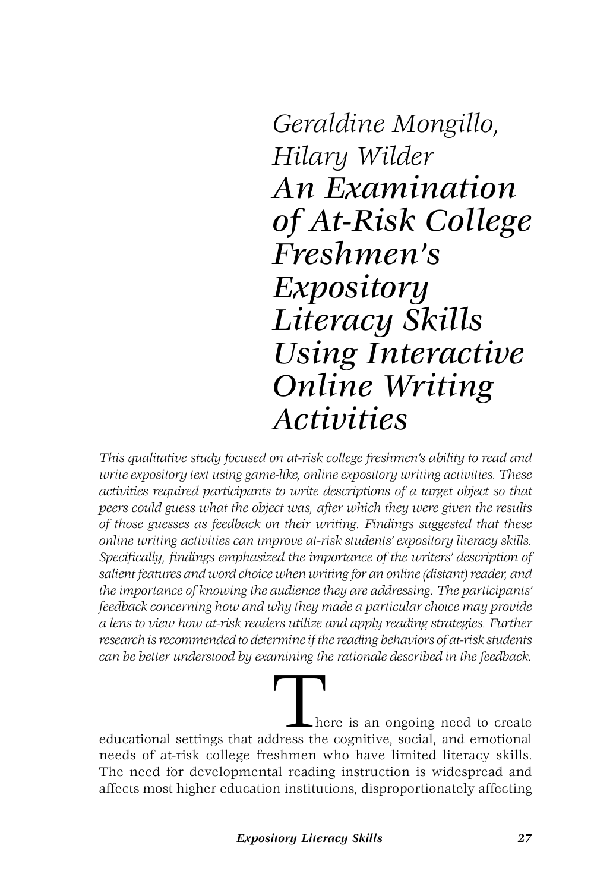*Geraldine Mongillo, Hilary Wilder*

# *An Examination of At-Risk College Freshmen's Expository Literacy Skills Using Interactive Online Writing Activities*

*This qualitative study focused on at-risk college freshmen's ability to read and write expository text using game-like, online expository writing activities. These activities required participants to write descriptions of a target object so that peers could guess what the object was, after which they were given the results of those guesses as feedback on their writing. Findings suggested that these online writing activities can improve at-risk students' expository literacy skills. Specifically, findings emphasized the importance of the writers' description of salient features and word choice when writing for an online (distant) reader, and the importance of knowing the audience they are addressing. The participants' feedback concerning how and why they made a particular choice may provide a lens to view how at-risk readers utilize and apply reading strategies. Further research is recommended to determine if the reading behaviors of at-risk students can be better understood by examining the rationale described in the feedback.*

There is an ongoing need to create educational settings that address the cognitive, social, and emotional needs of at-risk college freshmen who have limited literacy skills. The need for developmental reading instruction is widespread and affects most higher education institutions, disproportionately affecting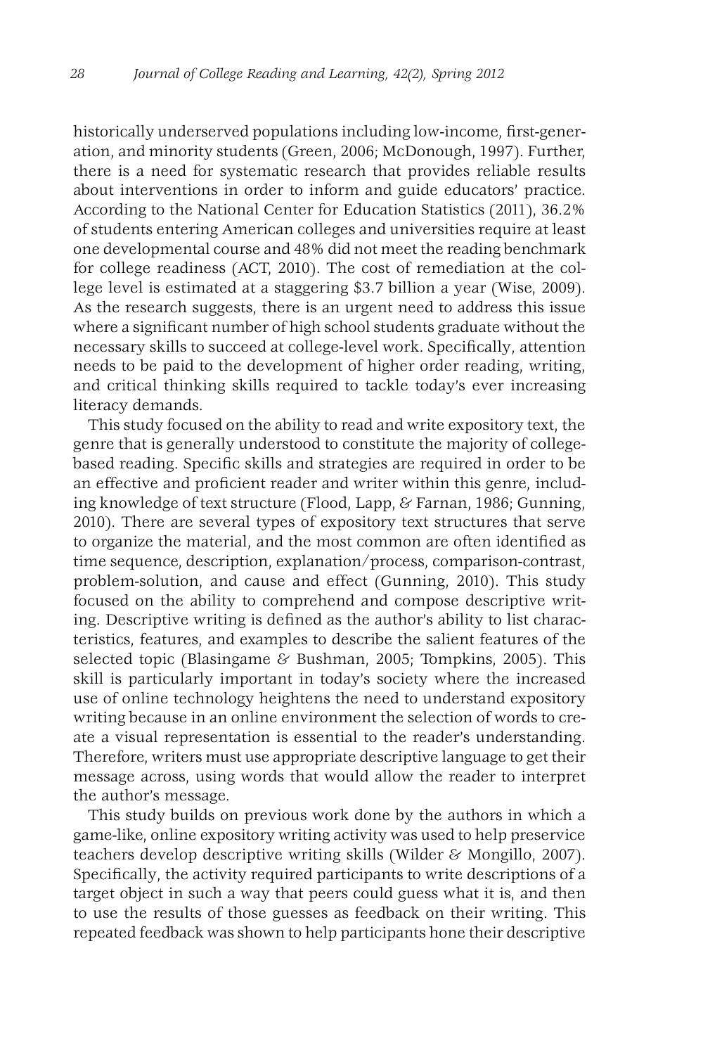historically underserved populations including low-income, first-generation, and minority students (Green, 2006; McDonough, 1997). Further, there is a need for systematic research that provides reliable results about interventions in order to inform and guide educators' practice. According to the National Center for Education Statistics (2011), 36.2% of students entering American colleges and universities require at least one developmental course and 48% did not meet the reading benchmark for college readiness (ACT, 2010). The cost of remediation at the college level is estimated at a staggering $3.7 billion a year (Wise, 2009). As the research suggests, there is an urgent need to address this issue where a significant number of high school students graduate without the necessary skills to succeed at college-level work. Specifically, attention needs to be paid to the development of higher order reading, writing, and critical thinking skills required to tackle today's ever increasing literacy demands.

This study focused on the ability to read and write expository text, the genre that is generally understood to constitute the majority of college-based reading. Specific skills and strategies are required in order to be an effective and proficient reader and writer within this genre, including knowledge of text structure (Flood, Lapp, & Farnan, 1986; Gunning, 2010). There are several types of expository text structures that serve to organize the material, and the most common are often identified as time sequence, description, explanation/process, comparison-contrast, problem-solution, and cause and effect (Gunning, 2010). This study focused on the ability to comprehend and compose descriptive writing. Descriptive writing is defined as the author's ability to list characteristics, features, and examples to describe the salient features of the selected topic (Blasingame & Bushman, 2005; Tompkins, 2005). This skill is particularly important in today's society where the increased use of online technology heightens the need to understand expository writing because in an online environment the selection of words to create a visual representation is essential to the reader's understanding. Therefore, writers must use appropriate descriptive language to get their message across, using words that would allow the reader to interpret the author's message.

This study builds on previous work done by the authors in which a game-like, online expository writing activity was used to help preservice teachers develop descriptive writing skills (Wilder & Mongillo, 2007). Specifically, the activity required participants to write descriptions of a target object in such a way that peers could guess what it is, and then to use the results of those guesses as feedback on their writing. This repeated feedback was shown to help participants hone their descriptive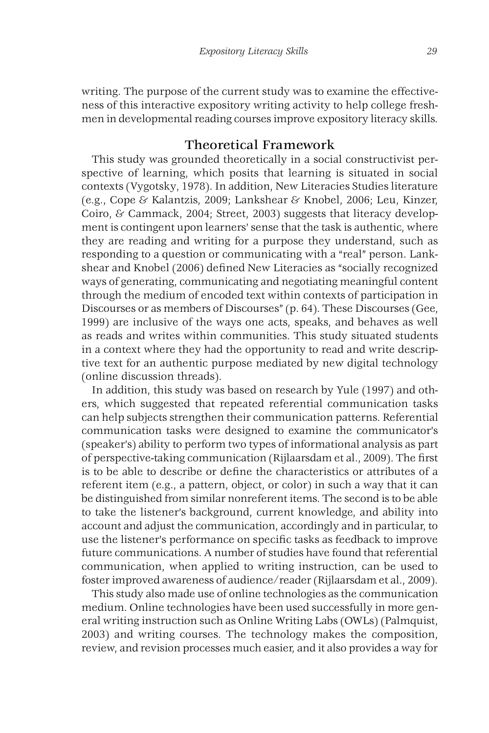writing. The purpose of the current study was to examine the effectiveness of this interactive expository writing activity to help college freshmen in developmental reading courses improve expository literacy skills.

## Theoretical Framework

This study was grounded theoretically in a social constructivist perspective of learning, which posits that learning is situated in social contexts (Vygotsky, 1978). In addition, New Literacies Studies literature (e.g., Cope & Kalantzis, 2009; Lankshear & Knobel, 2006; Leu, Kinzer, Coiro, & Cammack, 2004; Street, 2003) suggests that literacy development is contingent upon learners' sense that the task is authentic, where they are reading and writing for a purpose they understand, such as responding to a question or communicating with a "real" person. Lankshear and Knobel (2006) defined New Literacies as "socially recognized ways of generating, communicating and negotiating meaningful content through the medium of encoded text within contexts of participation in Discourses or as members of Discourses" (p. 64). These Discourses (Gee, 1999) are inclusive of the ways one acts, speaks, and behaves as well as reads and writes within communities. This study situated students in a context where they had the opportunity to read and write descriptive text for an authentic purpose mediated by new digital technology (online discussion threads).

In addition, this study was based on research by Yule (1997) and others, which suggested that repeated referential communication tasks can help subjects strengthen their communication patterns. Referential communication tasks were designed to examine the communicator's (speaker's) ability to perform two types of informational analysis as part of perspective-taking communication (Rijlaarsdam et al., 2009). The first is to be able to describe or define the characteristics or attributes of a referent item (e.g., a pattern, object, or color) in such a way that it can be distinguished from similar nonreferent items. The second is to be able to take the listener's background, current knowledge, and ability into account and adjust the communication, accordingly and in particular, to use the listener's performance on specific tasks as feedback to improve future communications. A number of studies have found that referential communication, when applied to writing instruction, can be used to foster improved awareness of audience/reader (Rijlaarsdam et al., 2009).

This study also made use of online technologies as the communication medium. Online technologies have been used successfully in more general writing instruction such as Online Writing Labs (OWLs) (Palmquist, 2003) and writing courses. The technology makes the composition, review, and revision processes much easier, and it also provides a way for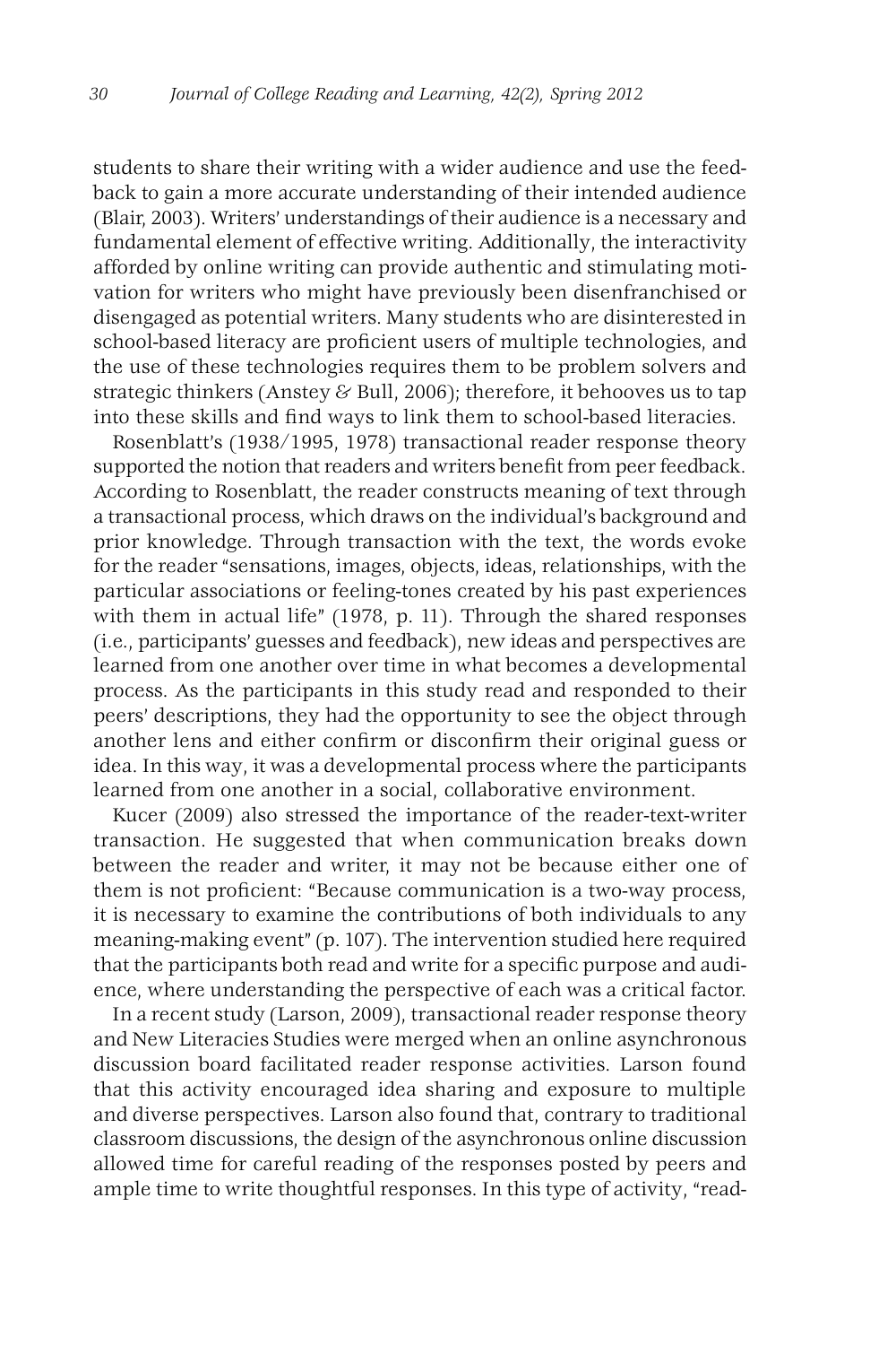students to share their writing with a wider audience and use the feedback to gain a more accurate understanding of their intended audience (Blair, 2003). Writers' understandings of their audience is a necessary and fundamental element of effective writing. Additionally, the interactivity afforded by online writing can provide authentic and stimulating motivation for writers who might have previously been disenfranchised or disengaged as potential writers. Many students who are disinterested in school-based literacy are proficient users of multiple technologies, and the use of these technologies requires them to be problem solvers and strategic thinkers (Anstey & Bull, 2006); therefore, it behooves us to tap into these skills and find ways to link them to school-based literacies.

Rosenblatt's (1938/1995, 1978) transactional reader response theory supported the notion that readers and writers benefit from peer feedback. According to Rosenblatt, the reader constructs meaning of text through a transactional process, which draws on the individual's background and prior knowledge. Through transaction with the text, the words evoke for the reader "sensations, images, objects, ideas, relationships, with the particular associations or feeling-tones created by his past experiences with them in actual life" (1978, p. 11). Through the shared responses (i.e., participants' guesses and feedback), new ideas and perspectives are learned from one another over time in what becomes a developmental process. As the participants in this study read and responded to their peers' descriptions, they had the opportunity to see the object through another lens and either confirm or disconfirm their original guess or idea. In this way, it was a developmental process where the participants learned from one another in a social, collaborative environment.

Kucer (2009) also stressed the importance of the reader-text-writer transaction. He suggested that when communication breaks down between the reader and writer, it may not be because either one of them is not proficient: "Because communication is a two-way process, it is necessary to examine the contributions of both individuals to any meaning-making event" (p. 107). The intervention studied here required that the participants both read and write for a specific purpose and audience, where understanding the perspective of each was a critical factor.

In a recent study (Larson, 2009), transactional reader response theory and New Literacies Studies were merged when an online asynchronous discussion board facilitated reader response activities. Larson found that this activity encouraged idea sharing and exposure to multiple and diverse perspectives. Larson also found that, contrary to traditional classroom discussions, the design of the asynchronous online discussion allowed time for careful reading of the responses posted by peers and ample time to write thoughtful responses. In this type of activity, "read-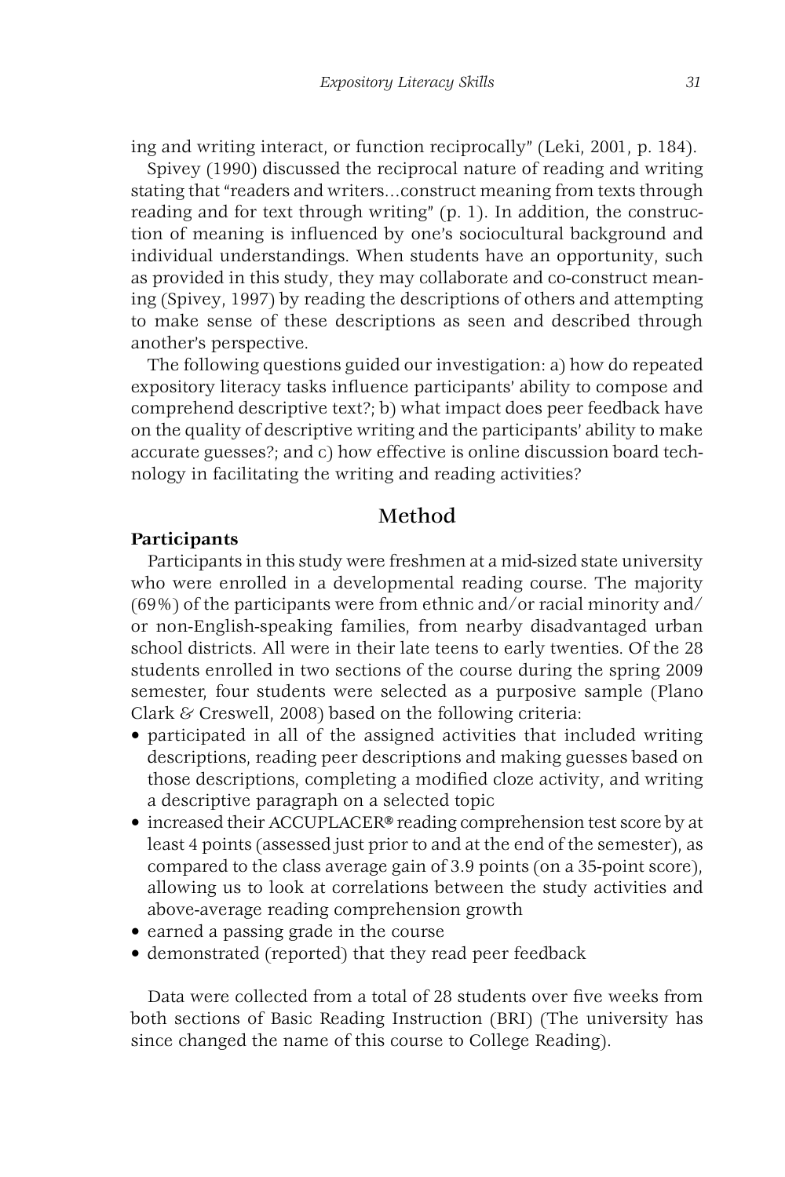ing and writing interact, or function reciprocally" (Leki, 2001, p. 184).

Spivey (1990) discussed the reciprocal nature of reading and writing stating that "readers and writers…construct meaning from texts through reading and for text through writing" (p. 1). In addition, the construction of meaning is influenced by one's sociocultural background and individual understandings. When students have an opportunity, such as provided in this study, they may collaborate and co-construct meaning (Spivey, 1997) by reading the descriptions of others and attempting to make sense of these descriptions as seen and described through another's perspective.

The following questions guided our investigation: a) how do repeated expository literacy tasks influence participants' ability to compose and comprehend descriptive text?; b) what impact does peer feedback have on the quality of descriptive writing and the participants' ability to make accurate guesses?; and c) how effective is online discussion board technology in facilitating the writing and reading activities?

## Method

### Participants

Participants in this study were freshmen at a mid-sized state university who were enrolled in a developmental reading course. The majority (69%) of the participants were from ethnic and/or racial minority and/or non-English-speaking families, from nearby disadvantaged urban school districts. All were in their late teens to early twenties. Of the 28 students enrolled in two sections of the course during the spring 2009 semester, four students were selected as a purposive sample (Plano Clark & Creswell, 2008) based on the following criteria:

- participated in all of the assigned activities that included writing descriptions, reading peer descriptions and making guesses based on those descriptions, completing a modified cloze activity, and writing a descriptive paragraph on a selected topic
- increased their ACCUPLACER® reading comprehension test score by at least 4 points (assessed just prior to and at the end of the semester), as compared to the class average gain of 3.9 points (on a 35-point score), allowing us to look at correlations between the study activities and above-average reading comprehension growth
- earned a passing grade in the course
- demonstrated (reported) that they read peer feedback

Data were collected from a total of 28 students over five weeks from both sections of Basic Reading Instruction (BRI) (The university has since changed the name of this course to College Reading).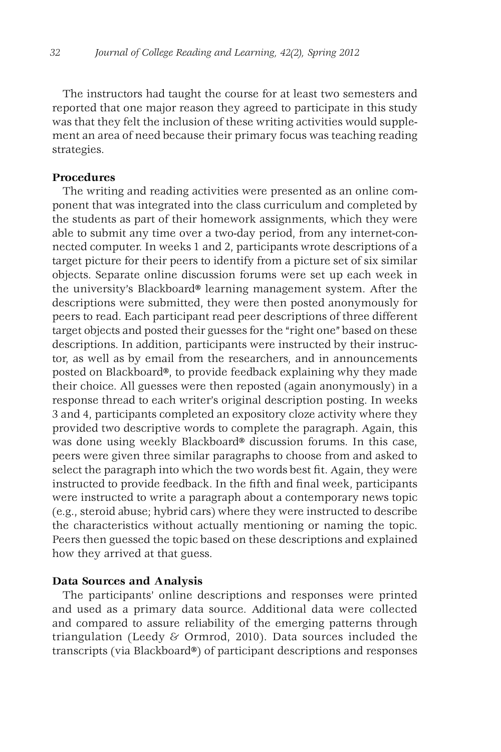The instructors had taught the course for at least two semesters and reported that one major reason they agreed to participate in this study was that they felt the inclusion of these writing activities would supplement an area of need because their primary focus was teaching reading strategies.

### Procedures

The writing and reading activities were presented as an online component that was integrated into the class curriculum and completed by the students as part of their homework assignments, which they were able to submit any time over a two-day period, from any internet-connected computer. In weeks 1 and 2, participants wrote descriptions of a target picture for their peers to identify from a picture set of six similar objects. Separate online discussion forums were set up each week in the university's Blackboard® learning management system. After the descriptions were submitted, they were then posted anonymously for peers to read. Each participant read peer descriptions of three different target objects and posted their guesses for the "right one" based on these descriptions. In addition, participants were instructed by their instructor, as well as by email from the researchers, and in announcements posted on Blackboard®, to provide feedback explaining why they made their choice. All guesses were then reposted (again anonymously) in a response thread to each writer's original description posting. In weeks 3 and 4, participants completed an expository cloze activity where they provided two descriptive words to complete the paragraph. Again, this was done using weekly Blackboard® discussion forums. In this case, peers were given three similar paragraphs to choose from and asked to select the paragraph into which the two words best fit. Again, they were instructed to provide feedback. In the fifth and final week, participants were instructed to write a paragraph about a contemporary news topic (e.g., steroid abuse; hybrid cars) where they were instructed to describe the characteristics without actually mentioning or naming the topic. Peers then guessed the topic based on these descriptions and explained how they arrived at that guess.

### Data Sources and Analysis

The participants' online descriptions and responses were printed and used as a primary data source. Additional data were collected and compared to assure reliability of the emerging patterns through triangulation (Leedy & Ormrod, 2010). Data sources included the transcripts (via Blackboard®) of participant descriptions and responses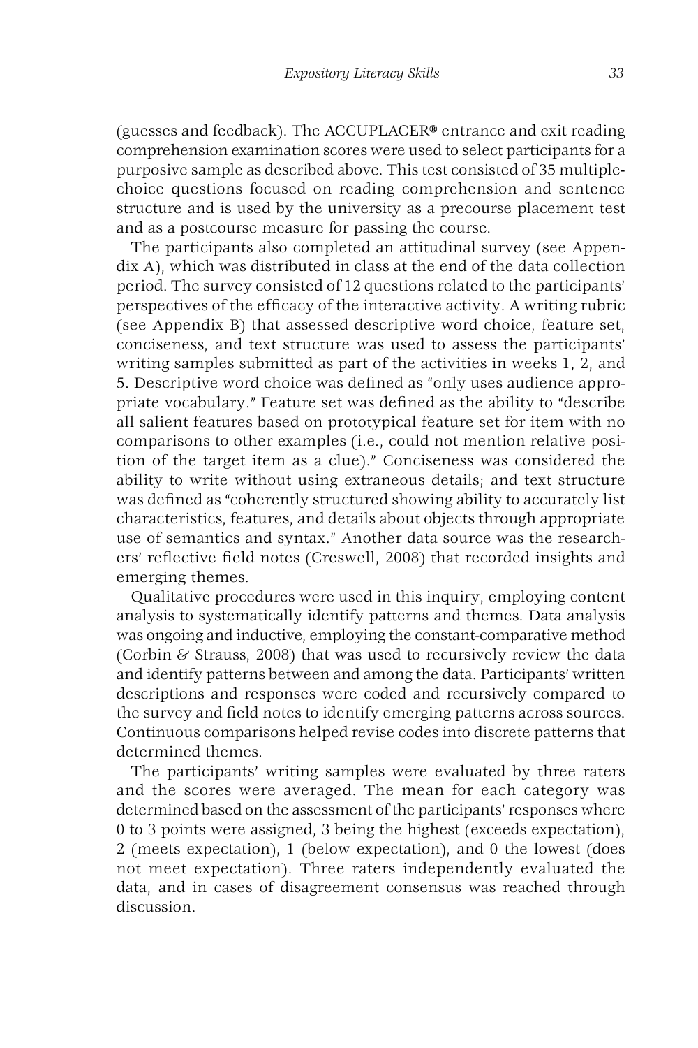(guesses and feedback). The ACCUPLACER® entrance and exit reading comprehension examination scores were used to select participants for a purposive sample as described above. This test consisted of 35 multiple-choice questions focused on reading comprehension and sentence structure and is used by the university as a precourse placement test and as a postcourse measure for passing the course.

The participants also completed an attitudinal survey (see Appendix A), which was distributed in class at the end of the data collection period. The survey consisted of 12 questions related to the participants' perspectives of the efficacy of the interactive activity. A writing rubric (see Appendix B) that assessed descriptive word choice, feature set, conciseness, and text structure was used to assess the participants' writing samples submitted as part of the activities in weeks 1, 2, and 5. Descriptive word choice was defined as "only uses audience appropriate vocabulary." Feature set was defined as the ability to "describe all salient features based on prototypical feature set for item with no comparisons to other examples (i.e., could not mention relative position of the target item as a clue)." Conciseness was considered the ability to write without using extraneous details; and text structure was defined as "coherently structured showing ability to accurately list characteristics, features, and details about objects through appropriate use of semantics and syntax." Another data source was the researchers' reflective field notes (Creswell, 2008) that recorded insights and emerging themes.

Qualitative procedures were used in this inquiry, employing content analysis to systematically identify patterns and themes. Data analysis was ongoing and inductive, employing the constant-comparative method (Corbin & Strauss, 2008) that was used to recursively review the data and identify patterns between and among the data. Participants' written descriptions and responses were coded and recursively compared to the survey and field notes to identify emerging patterns across sources. Continuous comparisons helped revise codes into discrete patterns that determined themes.

The participants' writing samples were evaluated by three raters and the scores were averaged. The mean for each category was determined based on the assessment of the participants' responses where 0 to 3 points were assigned, 3 being the highest (exceeds expectation), 2 (meets expectation), 1 (below expectation), and 0 the lowest (does not meet expectation). Three raters independently evaluated the data, and in cases of disagreement consensus was reached through discussion.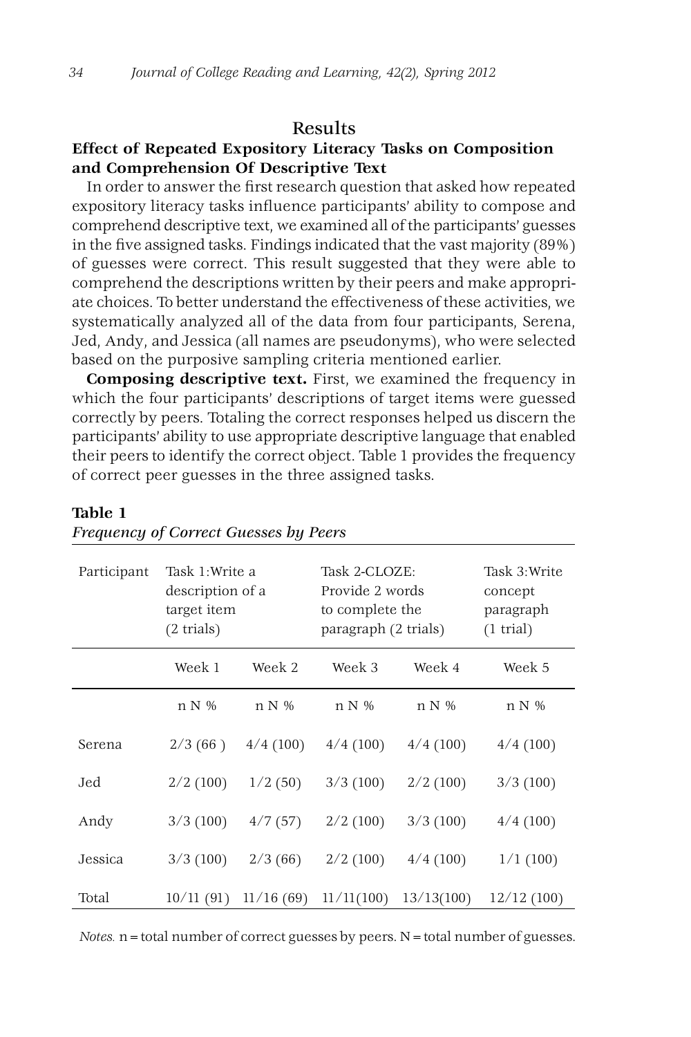## Results

### Effect of Repeated Expository Literacy Tasks on Composition and Comprehension Of Descriptive Text

In order to answer the first research question that asked how repeated expository literacy tasks influence participants' ability to compose and comprehend descriptive text, we examined all of the participants' guesses in the five assigned tasks. Findings indicated that the vast majority (89%) of guesses were correct. This result suggested that they were able to comprehend the descriptions written by their peers and make appropriate choices. To better understand the effectiveness of these activities, we systematically analyzed all of the data from four participants, Serena, Jed, Andy, and Jessica (all names are pseudonyms), who were selected based on the purposive sampling criteria mentioned earlier.

**Composing descriptive text.** First, we examined the frequency in which the four participants' descriptions of target items were guessed correctly by peers. Totaling the correct responses helped us discern the participants' ability to use appropriate descriptive language that enabled their peers to identify the correct object. Table 1 provides the frequency of correct peer guesses in the three assigned tasks.

**Table 1**
*Frequency of Correct Guesses by Peers*

| Participant | Task 1:Write a description of a target item (2 trials) | | Task 2-CLOZE: Provide 2 words to complete the paragraph (2 trials) | | Task 3:Write concept paragraph (1 trial) |
|---|---|---|---|---|---|
| | Week 1 | Week 2 | Week 3 | Week 4 | Week 5 |
| | n N % | n N % | n N % | n N % | n N % |
| Serena | 2/3 (66 ) | 4/4 (100) | 4/4 (100) | 4/4 (100) | 4/4 (100) |
| Jed | 2/2 (100) | 1/2 (50) | 3/3 (100) | 2/2 (100) | 3/3 (100) |
| Andy | 3/3 (100) | 4/7 (57) | 2/2 (100) | 3/3 (100) | 4/4 (100) |
| Jessica | 3/3 (100) | 2/3 (66) | 2/2 (100) | 4/4 (100) | 1/1 (100) |
| Total | 10/11 (91) | 11/16 (69) | 11/11(100) | 13/13(100) | 12/12 (100) |

*Notes.* n = total number of correct guesses by peers. N = total number of guesses.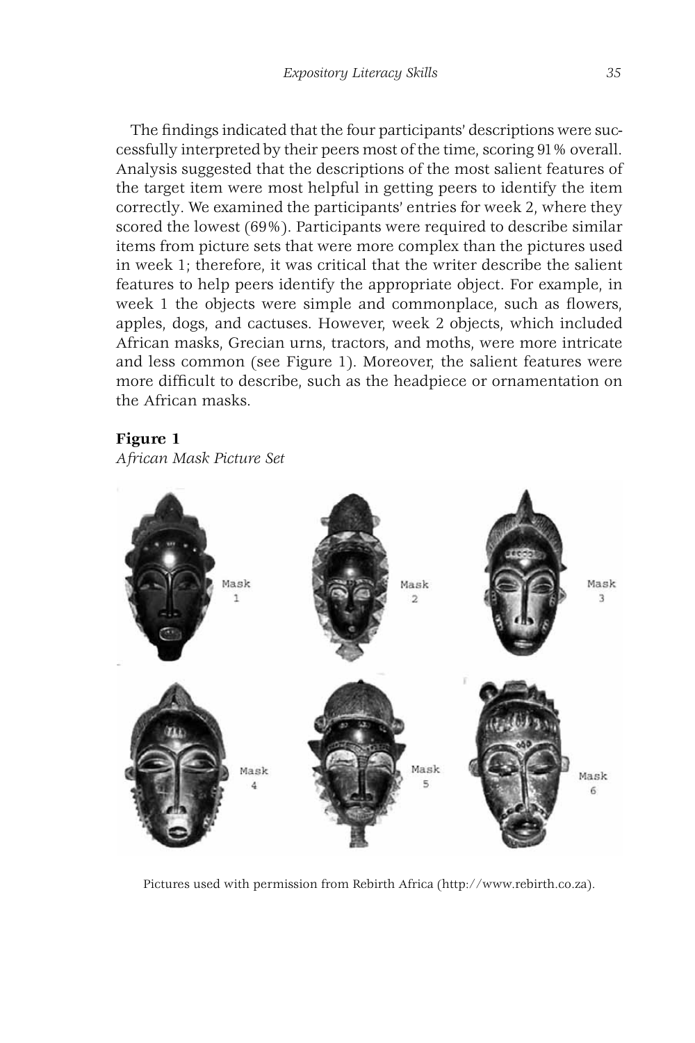The findings indicated that the four participants' descriptions were successfully interpreted by their peers most of the time, scoring 91% overall. Analysis suggested that the descriptions of the most salient features of the target item were most helpful in getting peers to identify the item correctly. We examined the participants' entries for week 2, where they scored the lowest (69%). Participants were required to describe similar items from picture sets that were more complex than the pictures used in week 1; therefore, it was critical that the writer describe the salient features to help peers identify the appropriate object. For example, in week 1 the objects were simple and commonplace, such as flowers, apples, dogs, and cactuses. However, week 2 objects, which included African masks, Grecian urns, tractors, and moths, were more intricate and less common (see Figure 1). Moreover, the salient features were more difficult to describe, such as the headpiece or ornamentation on the African masks.

**Figure 1**

*African Mask Picture Set*

Pictures used with permission from Rebirth Africa (http://www.rebirth.co.za).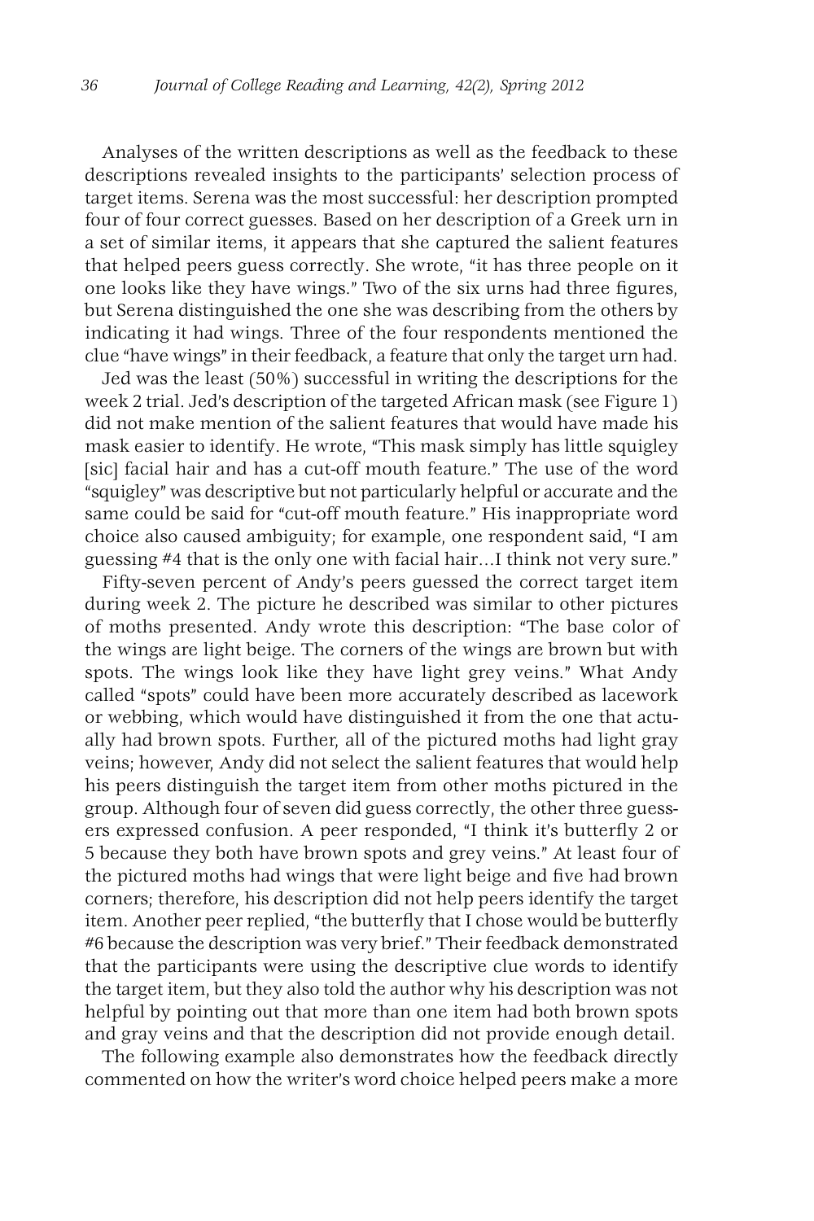Analyses of the written descriptions as well as the feedback to these descriptions revealed insights to the participants' selection process of target items. Serena was the most successful: her description prompted four of four correct guesses. Based on her description of a Greek urn in a set of similar items, it appears that she captured the salient features that helped peers guess correctly. She wrote, "it has three people on it one looks like they have wings." Two of the six urns had three figures, but Serena distinguished the one she was describing from the others by indicating it had wings. Three of the four respondents mentioned the clue "have wings" in their feedback, a feature that only the target urn had.

Jed was the least (50%) successful in writing the descriptions for the week 2 trial. Jed's description of the targeted African mask (see Figure 1) did not make mention of the salient features that would have made his mask easier to identify. He wrote, "This mask simply has little squigley [sic] facial hair and has a cut-off mouth feature." The use of the word "squigley" was descriptive but not particularly helpful or accurate and the same could be said for "cut-off mouth feature." His inappropriate word choice also caused ambiguity; for example, one respondent said, "I am guessing #4 that is the only one with facial hair…I think not very sure."

Fifty-seven percent of Andy's peers guessed the correct target item during week 2. The picture he described was similar to other pictures of moths presented. Andy wrote this description: "The base color of the wings are light beige. The corners of the wings are brown but with spots. The wings look like they have light grey veins." What Andy called "spots" could have been more accurately described as lacework or webbing, which would have distinguished it from the one that actually had brown spots. Further, all of the pictured moths had light gray veins; however, Andy did not select the salient features that would help his peers distinguish the target item from other moths pictured in the group. Although four of seven did guess correctly, the other three guessers expressed confusion. A peer responded, "I think it's butterfly 2 or 5 because they both have brown spots and grey veins." At least four of the pictured moths had wings that were light beige and five had brown corners; therefore, his description did not help peers identify the target item. Another peer replied, "the butterfly that I chose would be butterfly #6 because the description was very brief." Their feedback demonstrated that the participants were using the descriptive clue words to identify the target item, but they also told the author why his description was not helpful by pointing out that more than one item had both brown spots and gray veins and that the description did not provide enough detail.

The following example also demonstrates how the feedback directly commented on how the writer's word choice helped peers make a more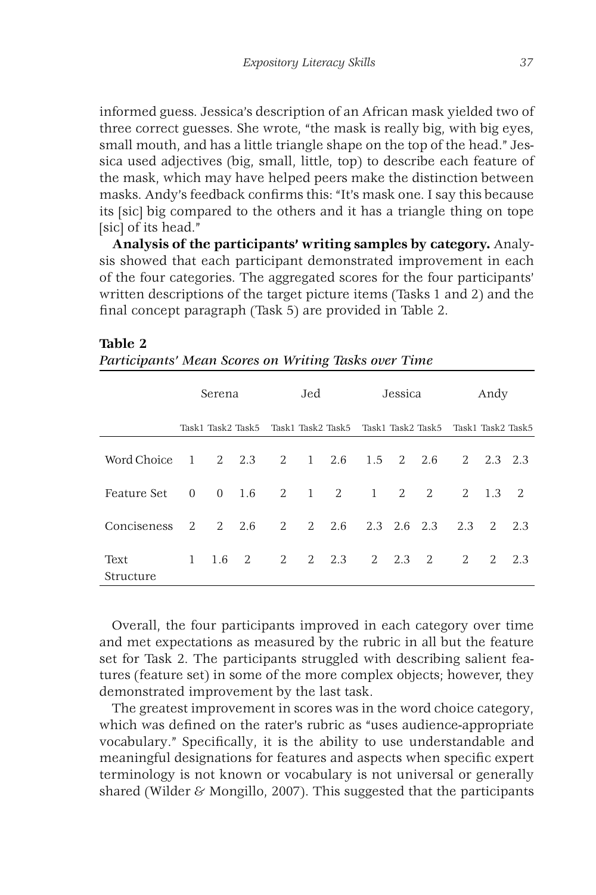informed guess. Jessica's description of an African mask yielded two of three correct guesses. She wrote, "the mask is really big, with big eyes, small mouth, and has a little triangle shape on the top of the head." Jessica used adjectives (big, small, little, top) to describe each feature of the mask, which may have helped peers make the distinction between masks. Andy's feedback confirms this: "It's mask one. I say this because its [sic] big compared to the others and it has a triangle thing on tope [sic] of its head."

**Analysis of the participants' writing samples by category.** Analysis showed that each participant demonstrated improvement in each of the four categories. The aggregated scores for the four participants' written descriptions of the target picture items (Tasks 1 and 2) and the final concept paragraph (Task 5) are provided in Table 2.

**Table 2**

*Participants' Mean Scores on Writing Tasks over Time*

| | Serena | | | Jed | | | Jessica | | | Andy | | |
|---|---|---|---|---|---|---|---|---|---|---|---|---|
| | Task1 | Task2 | Task5 | Task1 | Task2 | Task5 | Task1 | Task2 | Task5 | Task1 | Task2 | Task5 |
| Word Choice | 1 | 2 | 2.3 | 2 | 1 | 2.6 | 1.5 | 2 | 2.6 | 2 | 2.3 | 2.3 |
| Feature Set | 0 | 0 | 1.6 | 2 | 1 | 2 | 1 | 2 | 2 | 2 | 1.3 | 2 |
| Conciseness | 2 | 2 | 2.6 | 2 | 2 | 2.6 | 2.3 | 2.6 | 2.3 | 2.3 | 2 | 2.3 |
| Text Structure | 1 | 1.6 | 2 | 2 | 2 | 2.3 | 2 | 2.3 | 2 | 2 | 2 | 2.3 |

Overall, the four participants improved in each category over time and met expectations as measured by the rubric in all but the feature set for Task 2. The participants struggled with describing salient features (feature set) in some of the more complex objects; however, they demonstrated improvement by the last task.

The greatest improvement in scores was in the word choice category, which was defined on the rater's rubric as "uses audience-appropriate vocabulary." Specifically, it is the ability to use understandable and meaningful designations for features and aspects when specific expert terminology is not known or vocabulary is not universal or generally shared (Wilder & Mongillo, 2007). This suggested that the participants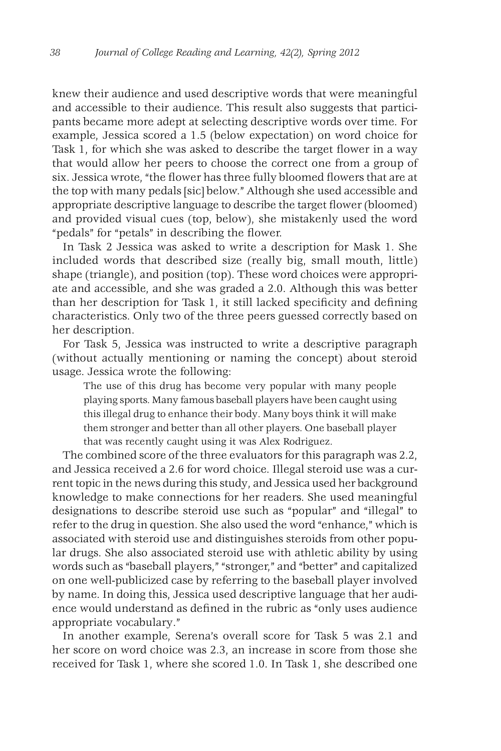knew their audience and used descriptive words that were meaningful and accessible to their audience. This result also suggests that participants became more adept at selecting descriptive words over time. For example, Jessica scored a 1.5 (below expectation) on word choice for Task 1, for which she was asked to describe the target flower in a way that would allow her peers to choose the correct one from a group of six. Jessica wrote, "the flower has three fully bloomed flowers that are at the top with many pedals [sic] below." Although she used accessible and appropriate descriptive language to describe the target flower (bloomed) and provided visual cues (top, below), she mistakenly used the word "pedals" for "petals" in describing the flower.

In Task 2 Jessica was asked to write a description for Mask 1. She included words that described size (really big, small mouth, little) shape (triangle), and position (top). These word choices were appropriate and accessible, and she was graded a 2.0. Although this was better than her description for Task 1, it still lacked specificity and defining characteristics. Only two of the three peers guessed correctly based on her description.

For Task 5, Jessica was instructed to write a descriptive paragraph (without actually mentioning or naming the concept) about steroid usage. Jessica wrote the following:

> The use of this drug has become very popular with many people playing sports. Many famous baseball players have been caught using this illegal drug to enhance their body. Many boys think it will make them stronger and better than all other players. One baseball player that was recently caught using it was Alex Rodriguez.

The combined score of the three evaluators for this paragraph was 2.2, and Jessica received a 2.6 for word choice. Illegal steroid use was a current topic in the news during this study, and Jessica used her background knowledge to make connections for her readers. She used meaningful designations to describe steroid use such as "popular" and "illegal" to refer to the drug in question. She also used the word "enhance," which is associated with steroid use and distinguishes steroids from other popular drugs. She also associated steroid use with athletic ability by using words such as "baseball players," "stronger," and "better" and capitalized on one well-publicized case by referring to the baseball player involved by name. In doing this, Jessica used descriptive language that her audience would understand as defined in the rubric as "only uses audience appropriate vocabulary."

In another example, Serena's overall score for Task 5 was 2.1 and her score on word choice was 2.3, an increase in score from those she received for Task 1, where she scored 1.0. In Task 1, she described one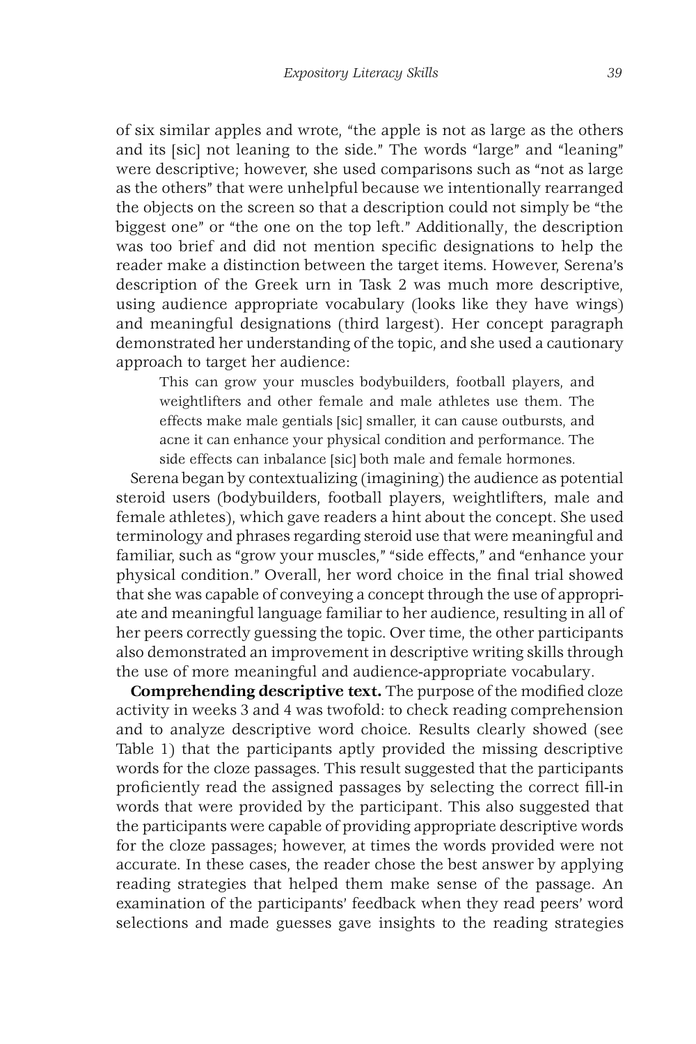of six similar apples and wrote, "the apple is not as large as the others and its [sic] not leaning to the side." The words "large" and "leaning" were descriptive; however, she used comparisons such as "not as large as the others" that were unhelpful because we intentionally rearranged the objects on the screen so that a description could not simply be "the biggest one" or "the one on the top left." Additionally, the description was too brief and did not mention specific designations to help the reader make a distinction between the target items. However, Serena's description of the Greek urn in Task 2 was much more descriptive, using audience appropriate vocabulary (looks like they have wings) and meaningful designations (third largest). Her concept paragraph demonstrated her understanding of the topic, and she used a cautionary approach to target her audience:

> This can grow your muscles bodybuilders, football players, and weightlifters and other female and male athletes use them. The effects make male gentials [sic] smaller, it can cause outbursts, and acne it can enhance your physical condition and performance. The side effects can inbalance [sic] both male and female hormones.

Serena began by contextualizing (imagining) the audience as potential steroid users (bodybuilders, football players, weightlifters, male and female athletes), which gave readers a hint about the concept. She used terminology and phrases regarding steroid use that were meaningful and familiar, such as "grow your muscles," "side effects," and "enhance your physical condition." Overall, her word choice in the final trial showed that she was capable of conveying a concept through the use of appropriate and meaningful language familiar to her audience, resulting in all of her peers correctly guessing the topic. Over time, the other participants also demonstrated an improvement in descriptive writing skills through the use of more meaningful and audience-appropriate vocabulary.

**Comprehending descriptive text.** The purpose of the modified cloze activity in weeks 3 and 4 was twofold: to check reading comprehension and to analyze descriptive word choice. Results clearly showed (see Table 1) that the participants aptly provided the missing descriptive words for the cloze passages. This result suggested that the participants proficiently read the assigned passages by selecting the correct fill-in words that were provided by the participant. This also suggested that the participants were capable of providing appropriate descriptive words for the cloze passages; however, at times the words provided were not accurate. In these cases, the reader chose the best answer by applying reading strategies that helped them make sense of the passage. An examination of the participants' feedback when they read peers' word selections and made guesses gave insights to the reading strategies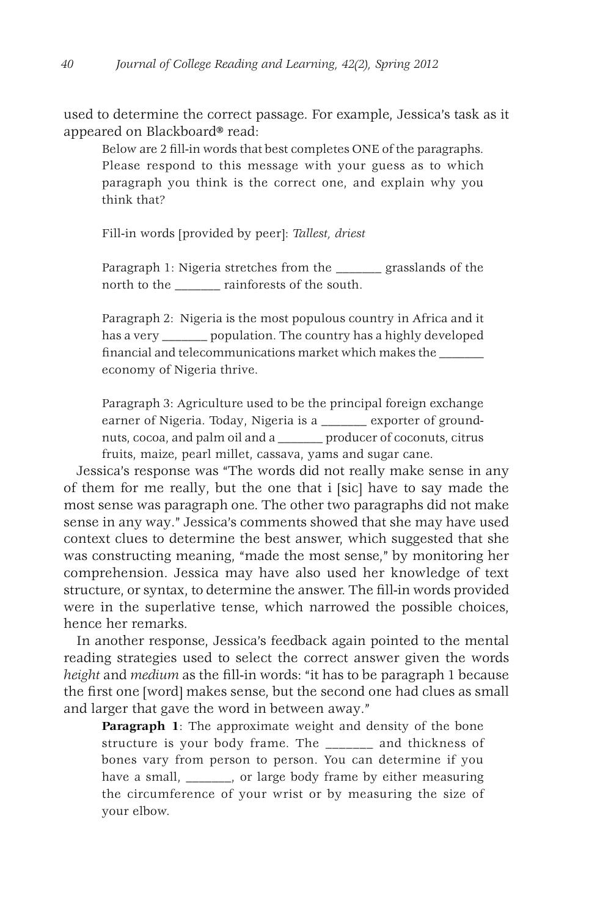used to determine the correct passage. For example, Jessica's task as it appeared on Blackboard® read:

> Below are 2 fill-in words that best completes ONE of the paragraphs. Please respond to this message with your guess as to which paragraph you think is the correct one, and explain why you think that?
>
> Fill-in words [provided by peer]: *Tallest, driest*
>
> Paragraph 1: Nigeria stretches from the _______ grasslands of the north to the _______ rainforests of the south.
>
> Paragraph 2: Nigeria is the most populous country in Africa and it has a very _______ population. The country has a highly developed financial and telecommunications market which makes the _______ economy of Nigeria thrive.
>
> Paragraph 3: Agriculture used to be the principal foreign exchange earner of Nigeria. Today, Nigeria is a _______ exporter of groundnuts, cocoa, and palm oil and a _______ producer of coconuts, citrus fruits, maize, pearl millet, cassava, yams and sugar cane.

Jessica's response was "The words did not really make sense in any of them for me really, but the one that i [sic] have to say made the most sense was paragraph one. The other two paragraphs did not make sense in any way." Jessica's comments showed that she may have used context clues to determine the best answer, which suggested that she was constructing meaning, "made the most sense," by monitoring her comprehension. Jessica may have also used her knowledge of text structure, or syntax, to determine the answer. The fill-in words provided were in the superlative tense, which narrowed the possible choices, hence her remarks.

In another response, Jessica's feedback again pointed to the mental reading strategies used to select the correct answer given the words *height* and *medium* as the fill-in words: "it has to be paragraph 1 because the first one [word] makes sense, but the second one had clues as small and larger that gave the word in between away."

> **Paragraph 1**: The approximate weight and density of the bone structure is your body frame. The _______ and thickness of bones vary from person to person. You can determine if you have a small, _______, or large body frame by either measuring the circumference of your wrist or by measuring the size of your elbow.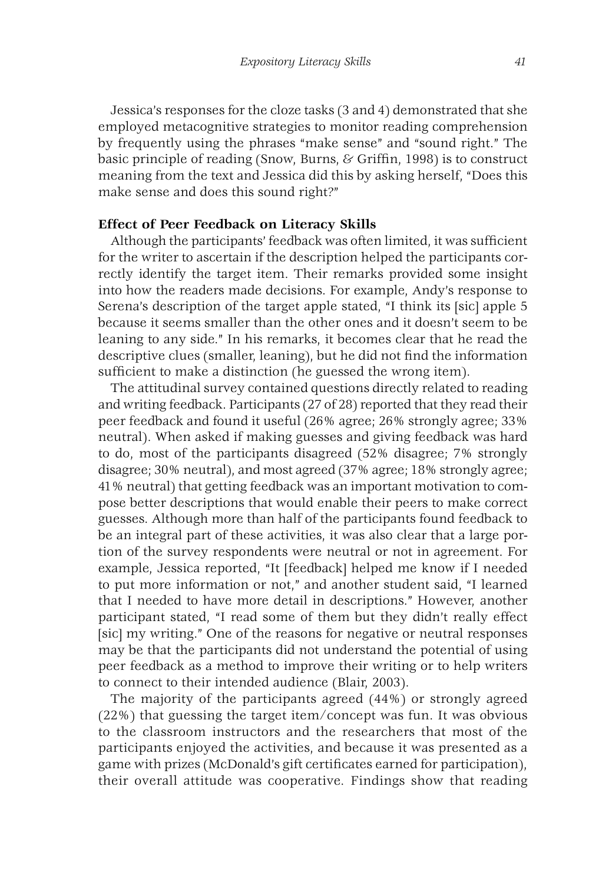Jessica's responses for the cloze tasks (3 and 4) demonstrated that she employed metacognitive strategies to monitor reading comprehension by frequently using the phrases "make sense" and "sound right." The basic principle of reading (Snow, Burns, & Griffin, 1998) is to construct meaning from the text and Jessica did this by asking herself, "Does this make sense and does this sound right?"

### Effect of Peer Feedback on Literacy Skills

Although the participants' feedback was often limited, it was sufficient for the writer to ascertain if the description helped the participants correctly identify the target item. Their remarks provided some insight into how the readers made decisions. For example, Andy's response to Serena's description of the target apple stated, "I think its [sic] apple 5 because it seems smaller than the other ones and it doesn't seem to be leaning to any side." In his remarks, it becomes clear that he read the descriptive clues (smaller, leaning), but he did not find the information sufficient to make a distinction (he guessed the wrong item).

The attitudinal survey contained questions directly related to reading and writing feedback. Participants (27 of 28) reported that they read their peer feedback and found it useful (26% agree; 26% strongly agree; 33% neutral). When asked if making guesses and giving feedback was hard to do, most of the participants disagreed (52% disagree; 7% strongly disagree; 30% neutral), and most agreed (37% agree; 18% strongly agree; 41% neutral) that getting feedback was an important motivation to compose better descriptions that would enable their peers to make correct guesses. Although more than half of the participants found feedback to be an integral part of these activities, it was also clear that a large portion of the survey respondents were neutral or not in agreement. For example, Jessica reported, "It [feedback] helped me know if I needed to put more information or not," and another student said, "I learned that I needed to have more detail in descriptions." However, another participant stated, "I read some of them but they didn't really effect [sic] my writing." One of the reasons for negative or neutral responses may be that the participants did not understand the potential of using peer feedback as a method to improve their writing or to help writers to connect to their intended audience (Blair, 2003).

The majority of the participants agreed (44%) or strongly agreed (22%) that guessing the target item/concept was fun. It was obvious to the classroom instructors and the researchers that most of the participants enjoyed the activities, and because it was presented as a game with prizes (McDonald's gift certificates earned for participation), their overall attitude was cooperative. Findings show that reading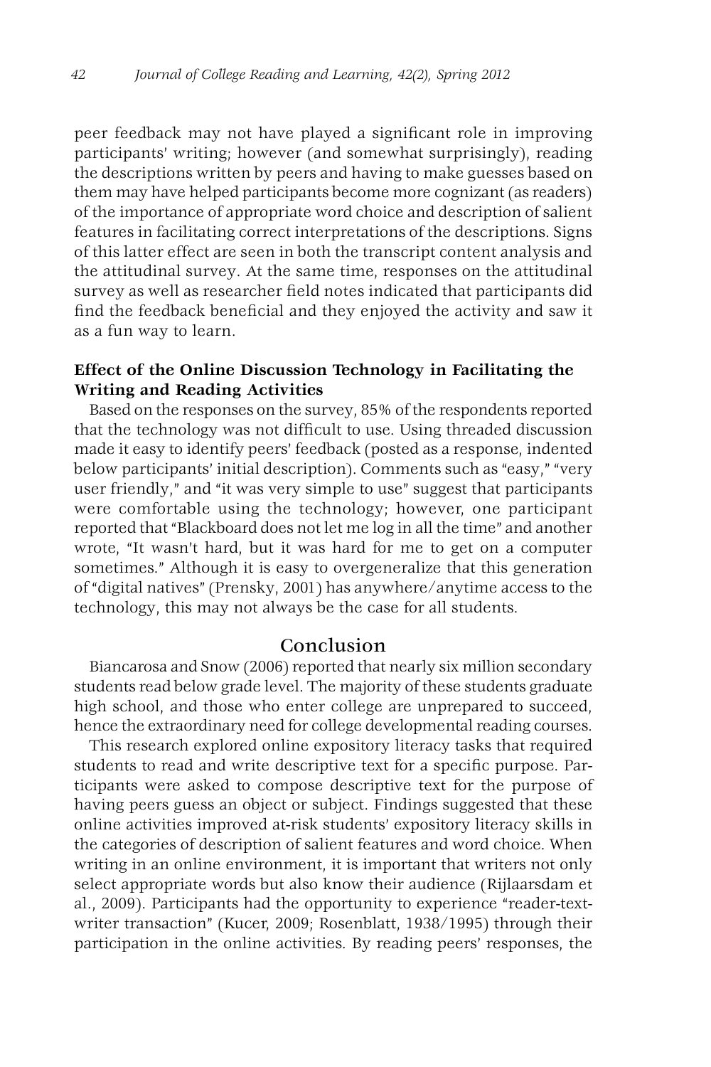peer feedback may not have played a significant role in improving participants' writing; however (and somewhat surprisingly), reading the descriptions written by peers and having to make guesses based on them may have helped participants become more cognizant (as readers) of the importance of appropriate word choice and description of salient features in facilitating correct interpretations of the descriptions. Signs of this latter effect are seen in both the transcript content analysis and the attitudinal survey. At the same time, responses on the attitudinal survey as well as researcher field notes indicated that participants did find the feedback beneficial and they enjoyed the activity and saw it as a fun way to learn.

### Effect of the Online Discussion Technology in Facilitating the Writing and Reading Activities

Based on the responses on the survey, 85% of the respondents reported that the technology was not difficult to use. Using threaded discussion made it easy to identify peers' feedback (posted as a response, indented below participants' initial description). Comments such as "easy," "very user friendly," and "it was very simple to use" suggest that participants were comfortable using the technology; however, one participant reported that "Blackboard does not let me log in all the time" and another wrote, "It wasn't hard, but it was hard for me to get on a computer sometimes." Although it is easy to overgeneralize that this generation of "digital natives" (Prensky, 2001) has anywhere/anytime access to the technology, this may not always be the case for all students.

## Conclusion

Biancarosa and Snow (2006) reported that nearly six million secondary students read below grade level. The majority of these students graduate high school, and those who enter college are unprepared to succeed, hence the extraordinary need for college developmental reading courses.

This research explored online expository literacy tasks that required students to read and write descriptive text for a specific purpose. Participants were asked to compose descriptive text for the purpose of having peers guess an object or subject. Findings suggested that these online activities improved at-risk students' expository literacy skills in the categories of description of salient features and word choice. When writing in an online environment, it is important that writers not only select appropriate words but also know their audience (Rijlaarsdam et al., 2009). Participants had the opportunity to experience "reader-text-writer transaction" (Kucer, 2009; Rosenblatt, 1938/1995) through their participation in the online activities. By reading peers' responses, the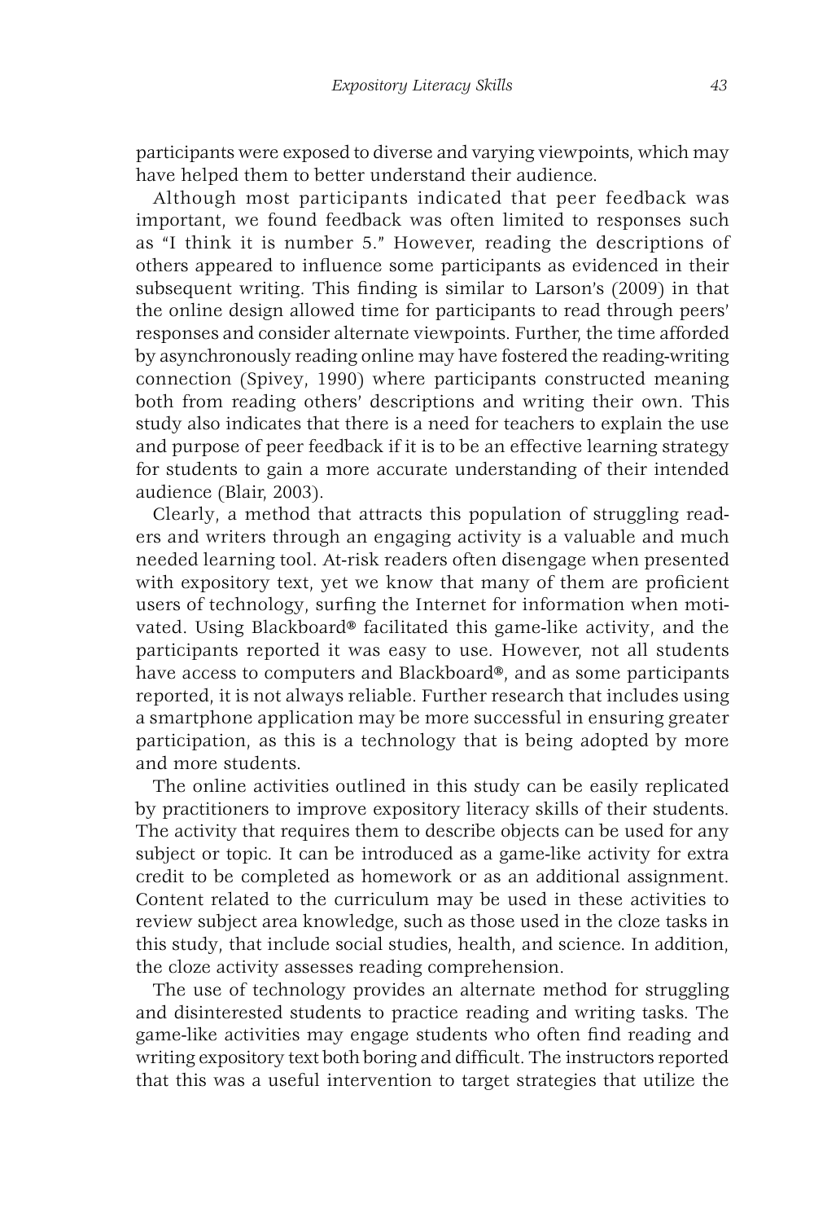participants were exposed to diverse and varying viewpoints, which may have helped them to better understand their audience.

Although most participants indicated that peer feedback was important, we found feedback was often limited to responses such as "I think it is number 5." However, reading the descriptions of others appeared to influence some participants as evidenced in their subsequent writing. This finding is similar to Larson's (2009) in that the online design allowed time for participants to read through peers' responses and consider alternate viewpoints. Further, the time afforded by asynchronously reading online may have fostered the reading-writing connection (Spivey, 1990) where participants constructed meaning both from reading others' descriptions and writing their own. This study also indicates that there is a need for teachers to explain the use and purpose of peer feedback if it is to be an effective learning strategy for students to gain a more accurate understanding of their intended audience (Blair, 2003).

Clearly, a method that attracts this population of struggling readers and writers through an engaging activity is a valuable and much needed learning tool. At-risk readers often disengage when presented with expository text, yet we know that many of them are proficient users of technology, surfing the Internet for information when motivated. Using Blackboard® facilitated this game-like activity, and the participants reported it was easy to use. However, not all students have access to computers and Blackboard®, and as some participants reported, it is not always reliable. Further research that includes using a smartphone application may be more successful in ensuring greater participation, as this is a technology that is being adopted by more and more students.

The online activities outlined in this study can be easily replicated by practitioners to improve expository literacy skills of their students. The activity that requires them to describe objects can be used for any subject or topic. It can be introduced as a game-like activity for extra credit to be completed as homework or as an additional assignment. Content related to the curriculum may be used in these activities to review subject area knowledge, such as those used in the cloze tasks in this study, that include social studies, health, and science. In addition, the cloze activity assesses reading comprehension.

The use of technology provides an alternate method for struggling and disinterested students to practice reading and writing tasks. The game-like activities may engage students who often find reading and writing expository text both boring and difficult. The instructors reported that this was a useful intervention to target strategies that utilize the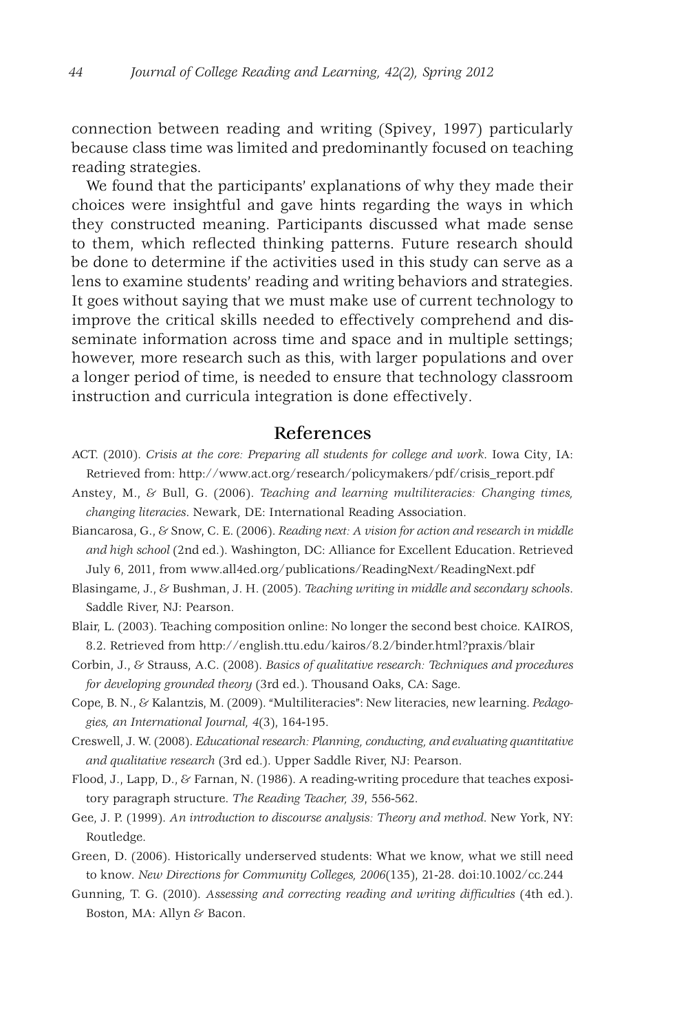connection between reading and writing (Spivey, 1997) particularly because class time was limited and predominantly focused on teaching reading strategies.

We found that the participants' explanations of why they made their choices were insightful and gave hints regarding the ways in which they constructed meaning. Participants discussed what made sense to them, which reflected thinking patterns. Future research should be done to determine if the activities used in this study can serve as a lens to examine students' reading and writing behaviors and strategies. It goes without saying that we must make use of current technology to improve the critical skills needed to effectively comprehend and disseminate information across time and space and in multiple settings; however, more research such as this, with larger populations and over a longer period of time, is needed to ensure that technology classroom instruction and curricula integration is done effectively.

## References

ACT. (2010). *Crisis at the core: Preparing all students for college and work*. Iowa City, IA: Retrieved from: http://www.act.org/research/policymakers/pdf/crisis_report.pdf

Anstey, M., & Bull, G. (2006). *Teaching and learning multiliteracies: Changing times, changing literacies*. Newark, DE: International Reading Association.

Biancarosa, G., & Snow, C. E. (2006). *Reading next: A vision for action and research in middle and high school* (2nd ed.). Washington, DC: Alliance for Excellent Education. Retrieved July 6, 2011, from www.all4ed.org/publications/ReadingNext/ReadingNext.pdf

Blasingame, J., & Bushman, J. H. (2005). *Teaching writing in middle and secondary schools*. Saddle River, NJ: Pearson.

Blair, L. (2003). Teaching composition online: No longer the second best choice. KAIROS, 8.2. Retrieved from http://english.ttu.edu/kairos/8.2/binder.html?praxis/blair

Corbin, J., & Strauss, A.C. (2008). *Basics of qualitative research: Techniques and procedures for developing grounded theory* (3rd ed.). Thousand Oaks, CA: Sage.

Cope, B. N., & Kalantzis, M. (2009). "Multiliteracies": New literacies, new learning. *Pedagogies, an International Journal, 4*(3), 164-195.

Creswell, J. W. (2008). *Educational research: Planning, conducting, and evaluating quantitative and qualitative research* (3rd ed.). Upper Saddle River, NJ: Pearson.

Flood, J., Lapp, D., & Farnan, N. (1986). A reading-writing procedure that teaches expository paragraph structure. *The Reading Teacher, 39*, 556-562.

Gee, J. P. (1999). *An introduction to discourse analysis: Theory and method*. New York, NY: Routledge.

Green, D. (2006). Historically underserved students: What we know, what we still need to know. *New Directions for Community Colleges, 2006*(135), 21-28. doi:10.1002/cc.244

Gunning, T. G. (2010). *Assessing and correcting reading and writing difficulties* (4th ed.). Boston, MA: Allyn & Bacon.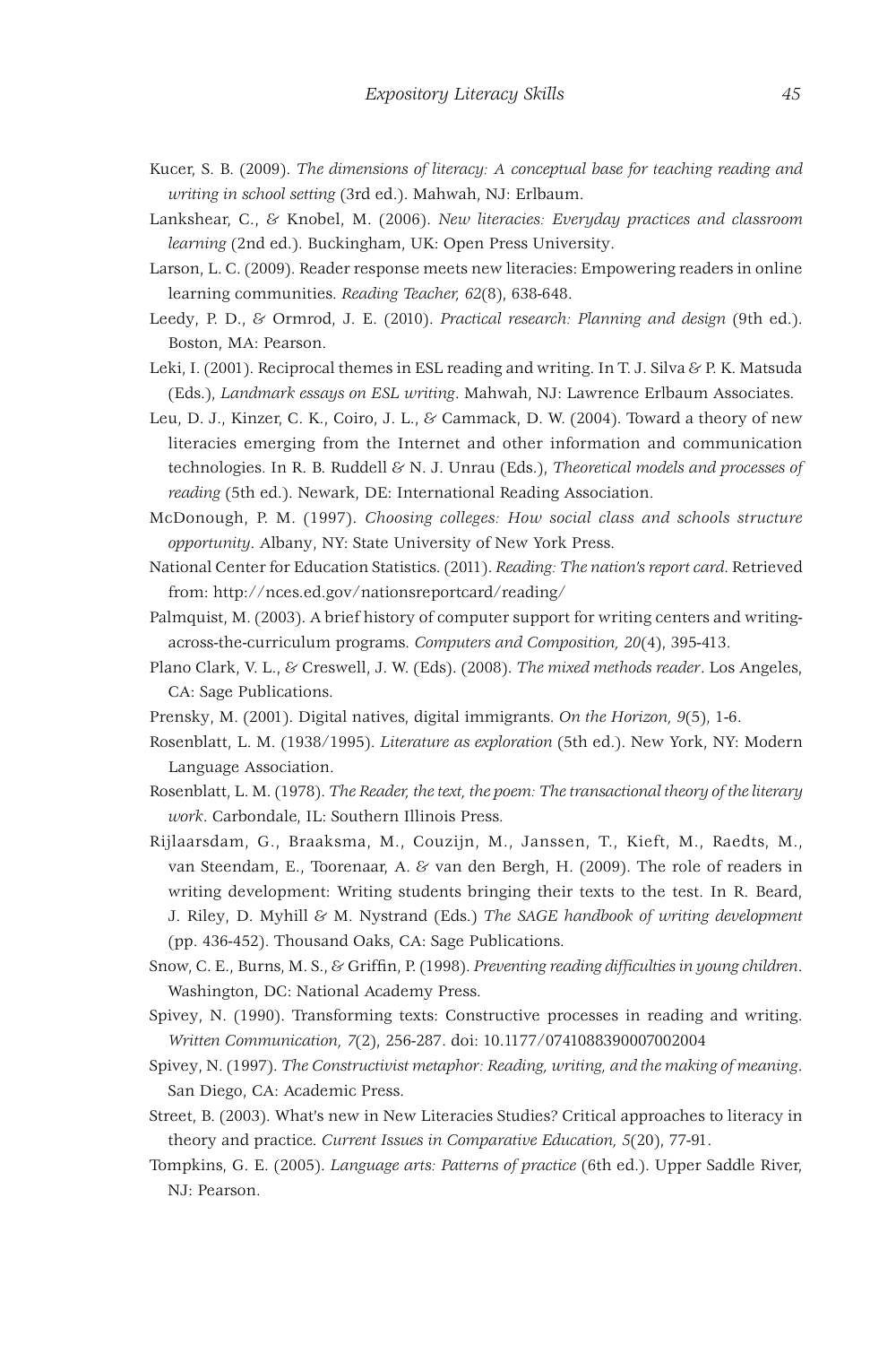Kucer, S. B. (2009). *The dimensions of literacy: A conceptual base for teaching reading and writing in school setting* (3rd ed.). Mahwah, NJ: Erlbaum.

Lankshear, C., & Knobel, M. (2006). *New literacies: Everyday practices and classroom learning* (2nd ed.). Buckingham, UK: Open Press University.

Larson, L. C. (2009). Reader response meets new literacies: Empowering readers in online learning communities. *Reading Teacher, 62*(8), 638-648.

Leedy, P. D., & Ormrod, J. E. (2010). *Practical research: Planning and design* (9th ed.). Boston, MA: Pearson.

Leki, I. (2001). Reciprocal themes in ESL reading and writing. In T. J. Silva & P. K. Matsuda (Eds.), *Landmark essays on ESL writing*. Mahwah, NJ: Lawrence Erlbaum Associates.

Leu, D. J., Kinzer, C. K., Coiro, J. L., & Cammack, D. W. (2004). Toward a theory of new literacies emerging from the Internet and other information and communication technologies. In R. B. Ruddell & N. J. Unrau (Eds.), *Theoretical models and processes of reading* (5th ed.). Newark, DE: International Reading Association.

McDonough, P. M. (1997). *Choosing colleges: How social class and schools structure opportunity*. Albany, NY: State University of New York Press.

National Center for Education Statistics. (2011). *Reading: The nation's report card*. Retrieved from: http://nces.ed.gov/nationsreportcard/reading/

Palmquist, M. (2003). A brief history of computer support for writing centers and writing-across-the-curriculum programs. *Computers and Composition, 20*(4), 395-413.

Plano Clark, V. L., & Creswell, J. W. (Eds) (2008). *The mixed methods reader*. Los Angeles, CA: Sage Publications.

Prensky, M. (2001). Digital natives, digital immigrants. *On the Horizon, 9*(5), 1-6.

Rosenblatt, L. M. (1938/1995). *Literature as exploration* (5th ed.). New York, NY: Modern Language Association.

Rosenblatt, L. M. (1978). *The Reader, the text, the poem: The transactional theory of the literary work*. Carbondale, IL: Southern Illinois Press.

Rijlaarsdam, G., Braaksma, M., Couzijn, M., Janssen, T., Kieft, M., Raedts, M., van Steendam, E., Toorenaar, A. & van den Bergh, H. (2009). The role of readers in writing development: Writing students bringing their texts to the test. In R. Beard, J. Riley, D. Myhill & M. Nystrand (Eds.) *The SAGE handbook of writing development* (pp. 436-452). Thousand Oaks, CA: Sage Publications.

Snow, C. E., Burns, M. S., & Griffin, P. (1998). *Preventing reading difficulties in young children*. Washington, DC: National Academy Press.

Spivey, N. (1990). Transforming texts: Constructive processes in reading and writing. *Written Communication, 7*(2), 256-287. doi: 10.1177/0741088390007002004

Spivey, N. (1997). *The Constructivist metaphor: Reading, writing, and the making of meaning*. San Diego, CA: Academic Press.

Street, B. (2003). What's new in New Literacies Studies? Critical approaches to literacy in theory and practice. *Current Issues in Comparative Education, 5*(20), 77-91.

Tompkins, G. E. (2005). *Language arts: Patterns of practice* (6th ed.). Upper Saddle River, NJ: Pearson.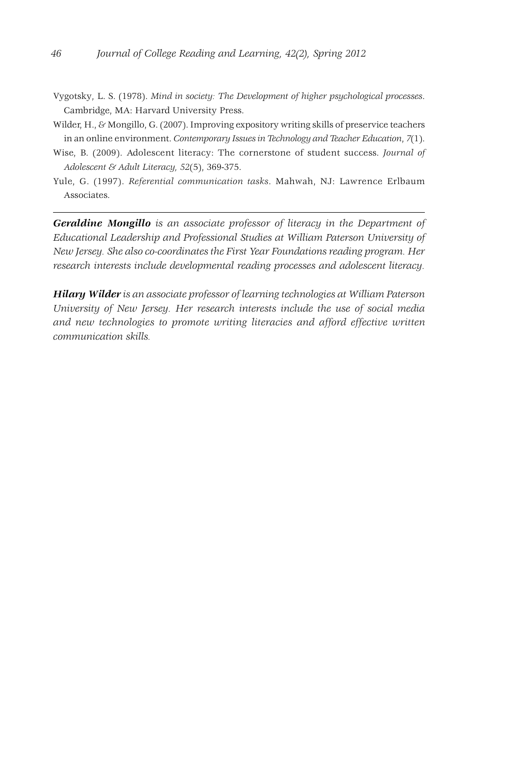Vygotsky, L. S. (1978). *Mind in society: The Development of higher psychological processes*. Cambridge, MA: Harvard University Press.

Wilder, H., & Mongillo, G. (2007). Improving expository writing skills of preservice teachers in an online environment. *Contemporary Issues in Technology and Teacher Education*, *7*(1).

Wise, B. (2009). Adolescent literacy: The cornerstone of student success. *Journal of Adolescent & Adult Literacy, 52*(5), 369-375.

Yule, G. (1997). *Referential communication tasks*. Mahwah, NJ: Lawrence Erlbaum Associates.

---

***Geraldine Mongillo*** *is an associate professor of literacy in the Department of Educational Leadership and Professional Studies at William Paterson University of New Jersey. She also co-coordinates the First Year Foundations reading program. Her research interests include developmental reading processes and adolescent literacy.*

***Hilary Wilder*** *is an associate professor of learning technologies at William Paterson University of New Jersey. Her research interests include the use of social media and new technologies to promote writing literacies and afford effective written communication skills.*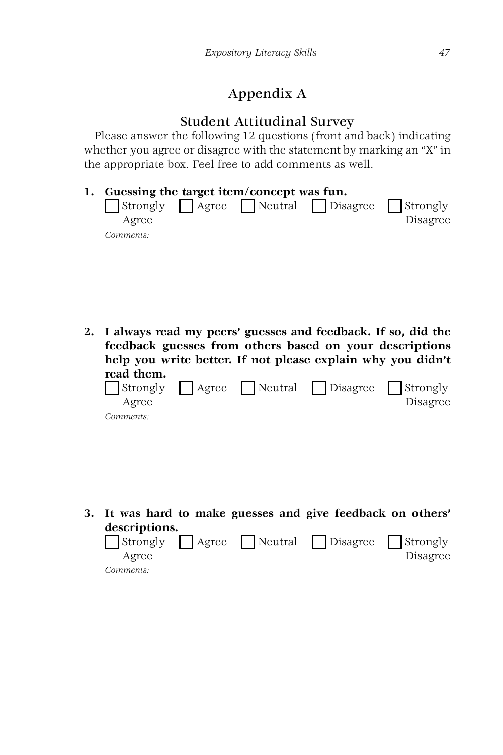# Appendix A

## Student Attitudinal Survey

Please answer the following 12 questions (front and back) indicating whether you agree or disagree with the statement by marking an "X" in the appropriate box. Feel free to add comments as well.

**1. Guessing the target item/concept was fun.**

☐ Strongly Agree ☐ Agree ☐ Neutral ☐ Disagree ☐ Strongly Disagree

*Comments:*

**2. I always read my peers' guesses and feedback. If so, did the feedback guesses from others based on your descriptions help you write better. If not please explain why you didn't read them.**

☐ Strongly Agree ☐ Agree ☐ Neutral ☐ Disagree ☐ Strongly Disagree

*Comments:*

**3. It was hard to make guesses and give feedback on others' descriptions.**

☐ Strongly Agree ☐ Agree ☐ Neutral ☐ Disagree ☐ Strongly Disagree

*Comments:*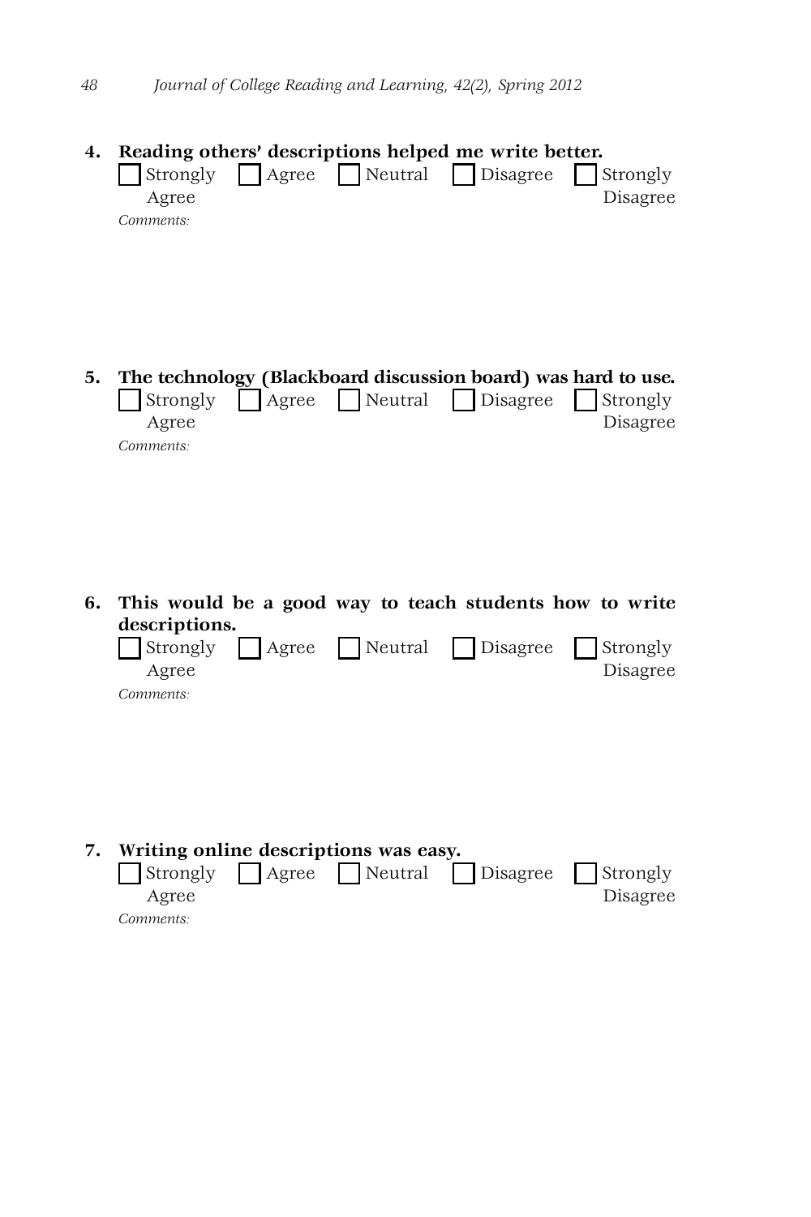4. **Reading others' descriptions helped me write better.**

   ☐ Strongly Agree ☐ Agree ☐ Neutral ☐ Disagree ☐ Strongly Disagree

   *Comments:*

5. **The technology (Blackboard discussion board) was hard to use.**

   ☐ Strongly Agree ☐ Agree ☐ Neutral ☐ Disagree ☐ Strongly Disagree

   *Comments:*

6. **This would be a good way to teach students how to write descriptions.**

   ☐ Strongly Agree ☐ Agree ☐ Neutral ☐ Disagree ☐ Strongly Disagree

   *Comments:*

7. **Writing online descriptions was easy.**

   ☐ Strongly Agree ☐ Agree ☐ Neutral ☐ Disagree ☐ Strongly Disagree

   *Comments:*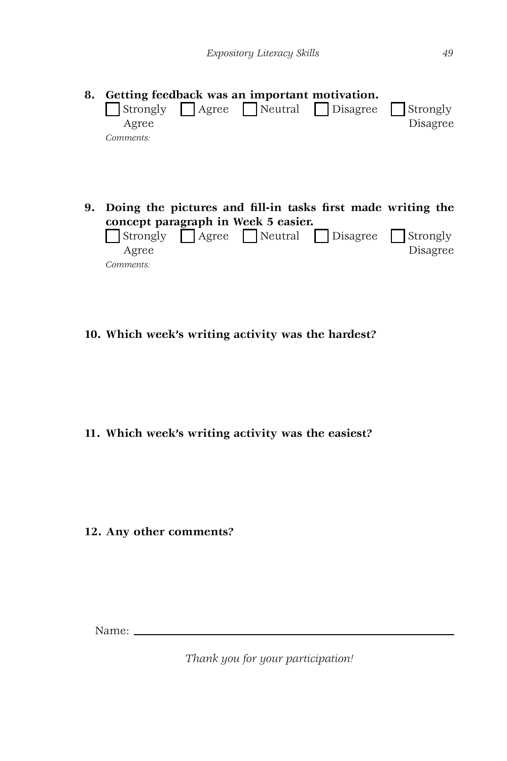**8. Getting feedback was an important motivation.**

☐ Strongly Agree ☐ Agree ☐ Neutral ☐ Disagree ☐ Strongly Disagree

*Comments:*

**9. Doing the pictures and fill-in tasks first made writing the concept paragraph in Week 5 easier.**

☐ Strongly Agree ☐ Agree ☐ Neutral ☐ Disagree ☐ Strongly Disagree

*Comments:*

**10. Which week's writing activity was the hardest?**

**11. Which week's writing activity was the easiest?**

**12. Any other comments?**

Name: ______________________________________________

*Thank you for your participation!*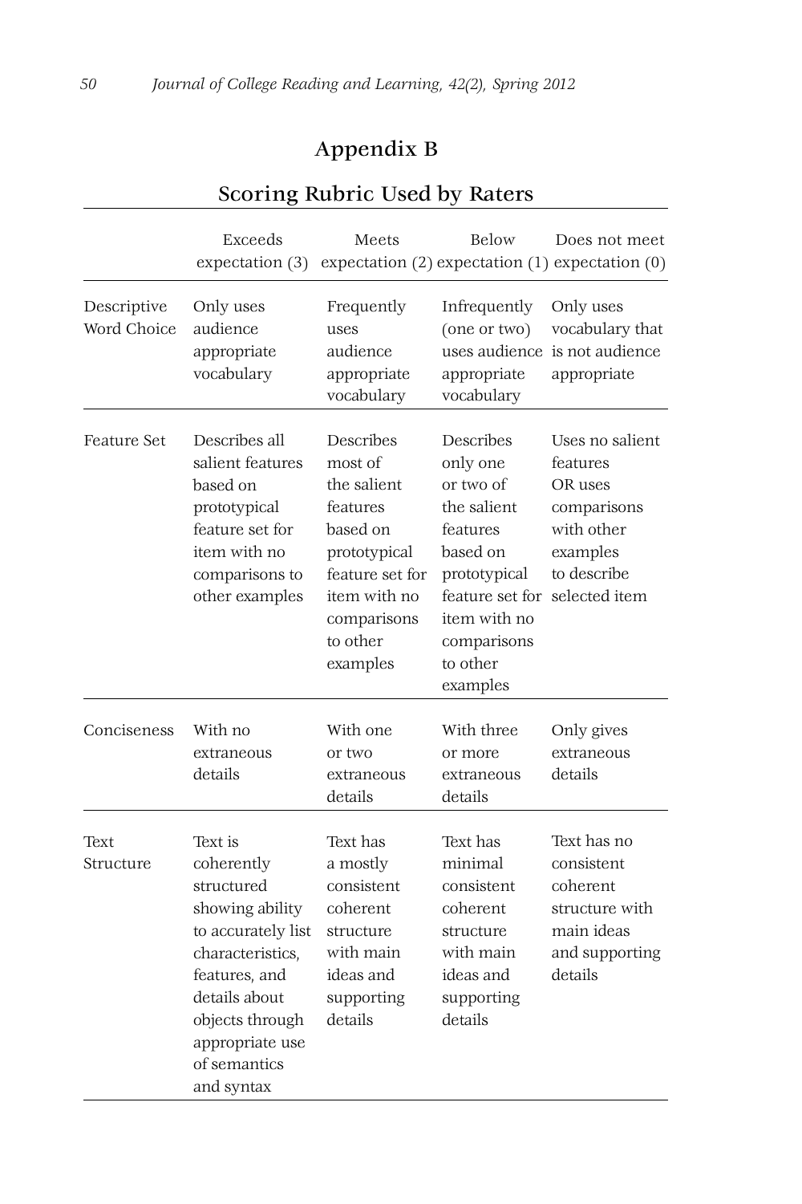## Appendix B

### Scoring Rubric Used by Raters

| | Exceeds expectation (3) | Meets expectation (2) | Below expectation (1) | Does not meet expectation (0) |
|---|---|---|---|---|
| Descriptive Word Choice | Only uses audience appropriate vocabulary | Frequently uses audience appropriate vocabulary | Infrequently (one or two) uses audience appropriate vocabulary | Only uses vocabulary that is not audience appropriate |
| Feature Set | Describes all salient features based on prototypical feature set for item with no comparisons to other examples | Describes most of the salient features based on prototypical feature set for item with no comparisons to other examples | Describes only one or two of the salient features based on prototypical feature set for item with no comparisons to other examples | Uses no salient features OR uses comparisons with other examples to describe selected item |
| Conciseness | With no extraneous details | With one or two extraneous details | With three or more extraneous details | Only gives extraneous details |
| Text Structure | Text is coherently structured showing ability to accurately list characteristics, features, and details about objects through appropriate use of semantics and syntax | Text has a mostly consistent coherent structure with main ideas and supporting details | Text has minimal consistent coherent structure with main ideas and supporting details | Text has no consistent coherent structure with main ideas and supporting details |